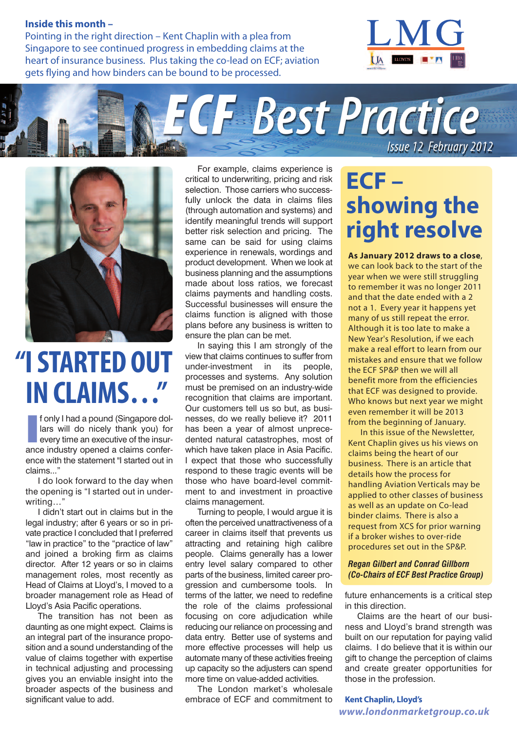**Inside this month –**

Pointing in the right direction – Kent Chaplin with a plea from Singapore to see continued progress in embedding claims at the heart of insurance business. Plus taking the co-lead on ECF; aviation gets flying and how binders can be bound to be processed.

LMG

# ECF Best Practice

*Issue 12 February 2012*

## "I STARTED OUT IN CLAIMS…"

If only I had a pound (Singapore dollars will do nicely thank you) for every time an executive of the insurance industry opened a claims conference with the statement "I started out in claims..."

I do look forward to the day when the opening is "I started out in underwriting…"

I didn't start out in claims but in the legal industry; after 6 years or so in private practice I concluded that I preferred "law in practice" to the "practice of law" and joined a broking firm as claims director. After 12 years or so in claims management roles, most recently as Head of Claims at Lloyd's, I moved to a broader management role as Head of Lloyd's Asia Pacific operations.

The transition has not been as daunting as one might expect. Claims is an integral part of the insurance proposition and a sound understanding of the value of claims together with expertise in technical adjusting and processing gives you an enviable insight into the broader aspects of the business and significant value to add.

For example, claims experience is critical to underwriting, pricing and risk selection. Those carriers who successfully unlock the data in claims files (through automation and systems) and identify meaningful trends will support better risk selection and pricing. The same can be said for using claims experience in renewals, wordings and product development. When we look at business planning and the assumptions made about loss ratios, we forecast claims payments and handling costs. Successful businesses will ensure the claims function is aligned with those plans before any business is written to ensure the plan can be met.

In saying this I am strongly of the view that claims continues to suffer from under-investment in its people, processes and systems. Any solution must be premised on an industry-wide recognition that claims are important. Our customers tell us so but, as businesses, do we really believe it? 2011 has been a year of almost unprecedented natural catastrophes, most of which have taken place in Asia Pacific. I expect that those who successfully respond to these tragic events will be those who have board-level commitment to and investment in proactive claims management.

Turning to people, I would argue it is often the perceived unattractiveness of a career in claims itself that prevents us attracting and retaining high calibre people. Claims generally has a lower entry level salary compared to other parts of the business, limited career progression and cumbersome tools. In terms of the latter, we need to redefine the role of the claims professional focusing on core adjudication while reducing our reliance on processing and data entry. Better use of systems and more effective processes will help us automate many of these activities freeing up capacity so the adjusters can spend more time on value-added activities.

The London market's wholesale embrace of ECF and commitment to future enhancements is a critical step in this direction.

Claims are the heart of our business and Lloyd's brand strength was built on our reputation for paying valid claims. I do believe that it is within our gift to change the perception of claims and create greater opportunities for those in the profession.

**Kent Chaplin, Lloyd's**

## ECF – showing the right resolve

**As January 2012 draws to a close**, we can look back to the start of the year when we were still struggling to remember it was no longer 2011 and that the date ended with a 2 not a 1. Every year it happens yet many of us still repeat the error. Although it is too late to make a New Year's Resolution, if we each make a real effort to learn from our mistakes and ensure that we follow the ECF SP&P then we will all benefit more from the efficiencies that ECF was designed to provide. Who knows but next year we might even remember it will be 2013 from the beginning of January.

In this issue of the Newsletter, Kent Chaplin gives us his views on claims being the heart of our business. There is an article that details how the process for handling Aviation Verticals may be applied to other classes of business as well as an update on Co-lead binder claims. There is also a request from XCS for prior warning if a broker wishes to over-ride procedures set out in the SP&P.

***Regan Gilbert and Conrad Gillborn (Co-Chairs of ECF Best Practice Group)***

*www.londonmarketgroup.co.uk*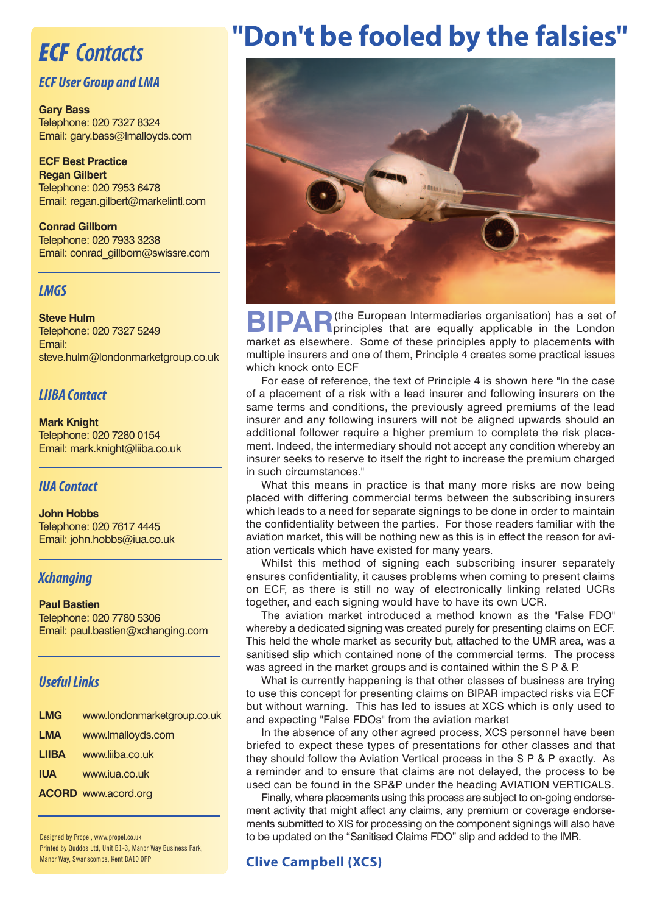# "Don't be fooled by the falsies"

**BIPAR** (the European Intermediaries organisation) has a set of principles that are equally applicable in the London market as elsewhere. Some of these principles apply to placements with multiple insurers and one of them, Principle 4 creates some practical issues which knock onto ECF

For ease of reference, the text of Principle 4 is shown here "In the case of a placement of a risk with a lead insurer and following insurers on the same terms and conditions, the previously agreed premiums of the lead insurer and any following insurers will not be aligned upwards should an additional follower require a higher premium to complete the risk placement. Indeed, the intermediary should not accept any condition whereby an insurer seeks to reserve to itself the right to increase the premium charged in such circumstances."

What this means in practice is that many more risks are now being placed with differing commercial terms between the subscribing insurers which leads to a need for separate signings to be done in order to maintain the confidentiality between the parties. For those readers familiar with the aviation market, this will be nothing new as this is in effect the reason for aviation verticals which have existed for many years.

Whilst this method of signing each subscribing insurer separately ensures confidentiality, it causes problems when coming to present claims on ECF, as there is still no way of electronically linking related UCRs together, and each signing would have to have its own UCR.

The aviation market introduced a method known as the "False FDO" whereby a dedicated signing was created purely for presenting claims on ECF. This held the whole market as security but, attached to the UMR area, was a sanitised slip which contained none of the commercial terms. The process was agreed in the market groups and is contained within the S P & P.

What is currently happening is that other classes of business are trying to use this concept for presenting claims on BIPAR impacted risks via ECF but without warning. This has led to issues at XCS which is only used to and expecting "False FDOs" from the aviation market

In the absence of any other agreed process, XCS personnel have been briefed to expect these types of presentations for other classes and that they should follow the Aviation Vertical process in the S P & P exactly. As a reminder and to ensure that claims are not delayed, the process to be used can be found in the SP&P under the heading AVIATION VERTICALS.

Finally, where placements using this process are subject to on-going endorsement activity that might affect any claims, any premium or coverage endorsements submitted to XIS for processing on the component signings will also have to be updated on the "Sanitised Claims FDO" slip and added to the IMR.

**Clive Campbell (XCS)**

## ECF Contacts

### ECF User Group and LMA

**Gary Bass**
Telephone: 020 7327 8324
Email: gary.bass@lmalloyds.com

**ECF Best Practice**
**Regan Gilbert**
Telephone: 020 7953 6478
Email: regan.gilbert@markelintl.com

**Conrad Gillborn**
Telephone: 020 7933 3238
Email: conrad_gillborn@swissre.com

### LMGS

**Steve Hulm**
Telephone: 020 7327 5249
Email: steve.hulm@londonmarketgroup.co.uk

### LIIBA Contact

**Mark Knight**
Telephone: 020 7280 0154
Email: mark.knight@liiba.co.uk

### IUA Contact

**John Hobbs**
Telephone: 020 7617 4445
Email: john.hobbs@iua.co.uk

### Xchanging

**Paul Bastien**
Telephone: 020 7780 5306
Email: paul.bastien@xchanging.com

### Useful Links

| | |
|---|---|
| **LMG** | www.londonmarketgroup.co.uk |
| **LMA** | www.lmalloyds.com |
| **LIIBA** | www.liiba.co.uk |
| **IUA** | www.iua.co.uk |
| **ACORD** | www.acord.org |

Designed by Propel, www.propel.co.uk
Printed by Quddos Ltd, Unit B1-3, Manor Way Business Park, Manor Way, Swanscombe, Kent DA10 0PP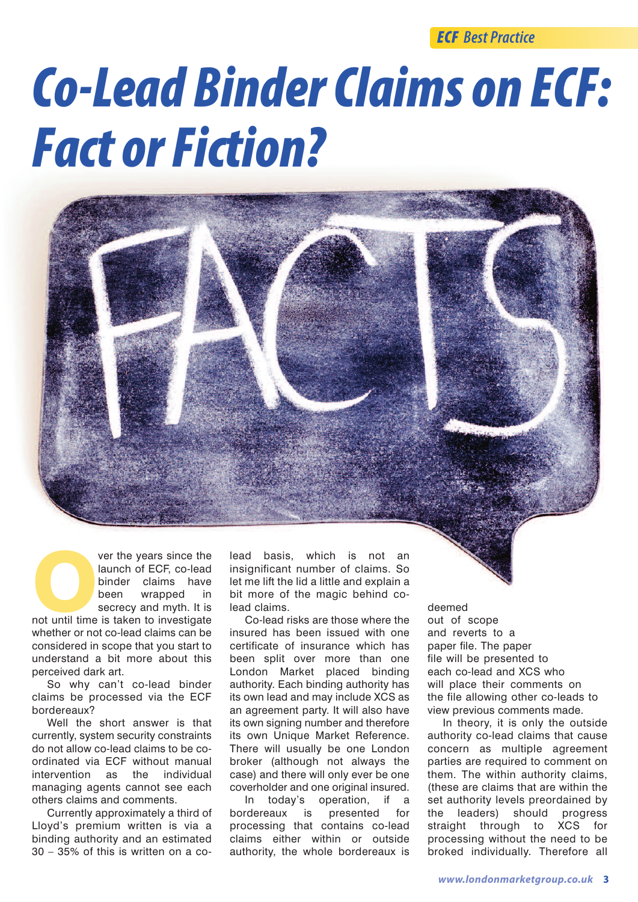# Co-Lead Binder Claims on ECF: Fact or Fiction?

Over the years since the launch of ECF, co-lead binder claims have been wrapped in secrecy and myth. It is not until time is taken to investigate whether or not co-lead claims can be considered in scope that you start to understand a bit more about this perceived dark art.

So why can't co-lead binder claims be processed via the ECF bordereaux?

Well the short answer is that currently, system security constraints do not allow co-lead claims to be co-ordinated via ECF without manual intervention as the individual managing agents cannot see each others claims and comments.

Currently approximately a third of Lloyd's premium written is via a binding authority and an estimated 30 – 35% of this is written on a co-lead basis, which is not an insignificant number of claims. So let me lift the lid a little and explain a bit more of the magic behind co-lead claims.

Co-lead risks are those where the insured has been issued with one certificate of insurance which has been split over more than one London Market placed binding authority. Each binding authority has its own lead and may include XCS as an agreement party. It will also have its own signing number and therefore its own Unique Market Reference. There will usually be one London broker (although not always the case) and there will only ever be one coverholder and one original insured.

In today's operation, if a bordereaux is presented for processing that contains co-lead claims either within or outside authority, the whole bordereaux is deemed out of scope and reverts to a paper file. The paper file will be presented to each co-lead and XCS who will place their comments on the file allowing other co-leads to view previous comments made.

In theory, it is only the outside authority co-lead claims that cause concern as multiple agreement parties are required to comment on them. The within authority claims, (these are claims that are within the set authority levels preordained by the leaders) should progress straight through to XCS for processing without the need to be broked individually. Therefore all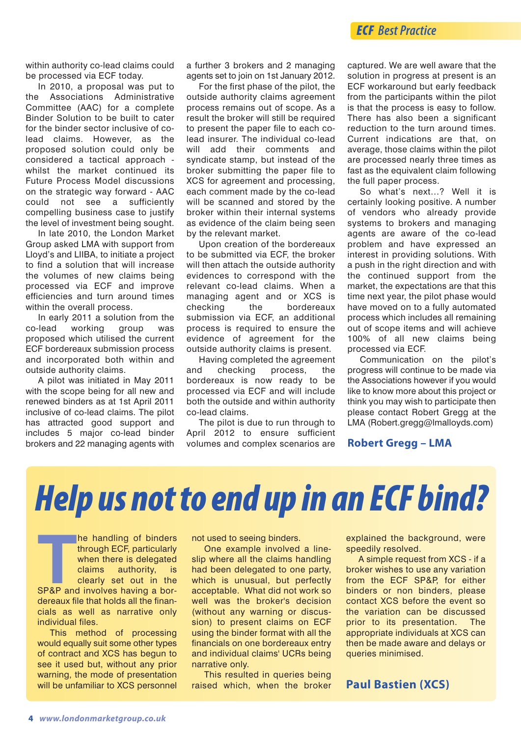within authority co-lead claims could be processed via ECF today.

In 2010, a proposal was put to the Associations Administrative Committee (AAC) for a complete Binder Solution to be built to cater for the binder sector inclusive of co-lead claims. However, as the proposed solution could only be considered a tactical approach - whilst the market continued its Future Process Model discussions on the strategic way forward - AAC could not see a sufficiently compelling business case to justify the level of investment being sought.

In late 2010, the London Market Group asked LMA with support from Lloyd's and LIIBA, to initiate a project to find a solution that will increase the volumes of new claims being processed via ECF and improve efficiencies and turn around times within the overall process.

In early 2011 a solution from the co-lead working group was proposed which utilised the current ECF bordereaux submission process and incorporated both within and outside authority claims.

A pilot was initiated in May 2011 with the scope being for all new and renewed binders as at 1st April 2011 inclusive of co-lead claims. The pilot has attracted good support and includes 5 major co-lead binder brokers and 22 managing agents with a further 3 brokers and 2 managing agents set to join on 1st January 2012.

For the first phase of the pilot, the outside authority claims agreement process remains out of scope. As a result the broker will still be required to present the paper file to each co-lead insurer. The individual co-lead will add their comments and syndicate stamp, but instead of the broker submitting the paper file to XCS for agreement and processing, each comment made by the co-lead will be scanned and stored by the broker within their internal systems as evidence of the claim being seen by the relevant market.

Upon creation of the bordereaux to be submitted via ECF, the broker will then attach the outside authority evidences to correspond with the relevant co-lead claims. When a managing agent and or XCS is checking the bordereaux submission via ECF, an additional process is required to ensure the evidence of agreement for the outside authority claims is present.

Having completed the agreement and checking process, the bordereaux is now ready to be processed via ECF and will include both the outside and within authority co-lead claims.

The pilot is due to run through to April 2012 to ensure sufficient volumes and complex scenarios are captured. We are well aware that the solution in progress at present is an ECF workaround but early feedback from the participants within the pilot is that the process is easy to follow. There has also been a significant reduction to the turn around times. Current indications are that, on average, those claims within the pilot are processed nearly three times as fast as the equivalent claim following the full paper process.

So what's next…? Well it is certainly looking positive. A number of vendors who already provide systems to brokers and managing agents are aware of the co-lead problem and have expressed an interest in providing solutions. With a push in the right direction and with the continued support from the market, the expectations are that this time next year, the pilot phase would have moved on to a fully automated process which includes all remaining out of scope items and will achieve 100% of all new claims being processed via ECF.

Communication on the pilot's progress will continue to be made via the Associations however if you would like to know more about this project or think you may wish to participate then please contact Robert Gregg at the LMA (Robert.gregg@lmalloyds.com)

**Robert Gregg – LMA**

# *Help us not to end up in an ECF bind?*

The handling of binders through ECF, particularly when there is delegated claims authority, is clearly set out in the SP&P and involves having a bordereaux file that holds all the financials as well as narrative only individual files.

This method of processing would equally suit some other types of contract and XCS has begun to see it used but, without any prior warning, the mode of presentation will be unfamiliar to XCS personnel not used to seeing binders.

One example involved a line-slip where all the claims handling had been delegated to one party, which is unusual, but perfectly acceptable. What did not work so well was the broker's decision (without any warning or discussion) to present claims on ECF using the binder format with all the financials on one bordereaux entry and individual claims' UCRs being narrative only.

This resulted in queries being raised which, when the broker explained the background, were speedily resolved.

A simple request from XCS - if a broker wishes to use any variation from the ECF SP&P, for either binders or non binders, please contact XCS before the event so the variation can be discussed prior to its presentation. The appropriate individuals at XCS can then be made aware and delays or queries minimised.

**Paul Bastien (XCS)**